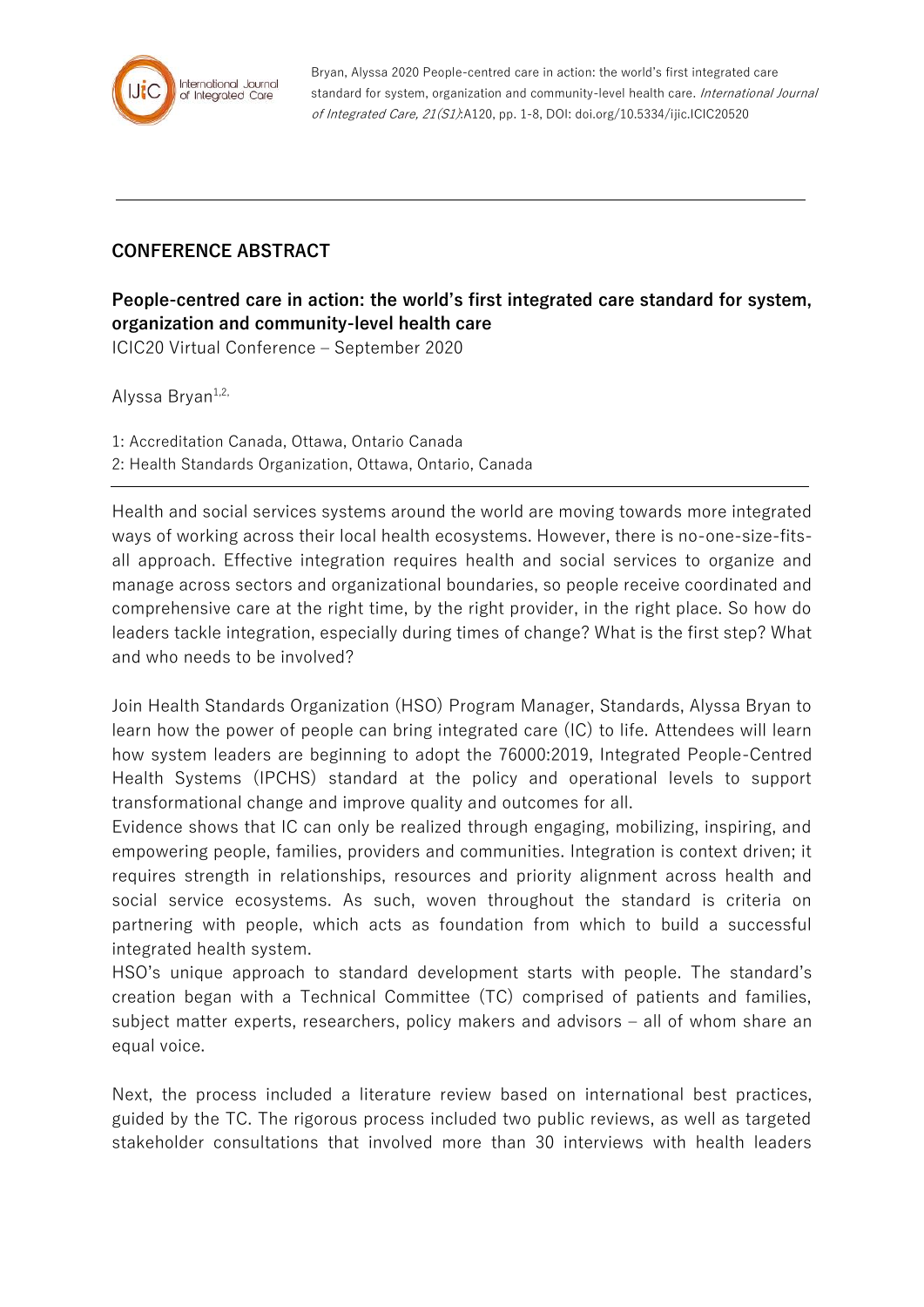## CONFERENCE ABSTRACT

### People-centred care in action: the world's first integrated care standard for system, organization and community-level health care

ICIC20 Virtual Conference – September 2020

Alyssa Bryan[1,2,]

1: Accreditation Canada, Ottawa, Ontario Canada
2: Health Standards Organization, Ottawa, Ontario, Canada

Health and social services systems around the world are moving towards more integrated ways of working across their local health ecosystems. However, there is no-one-size-fits-all approach. Effective integration requires health and social services to organize and manage across sectors and organizational boundaries, so people receive coordinated and comprehensive care at the right time, by the right provider, in the right place. So how do leaders tackle integration, especially during times of change? What is the first step? What and who needs to be involved?

Join Health Standards Organization (HSO) Program Manager, Standards, Alyssa Bryan to learn how the power of people can bring integrated care (IC) to life. Attendees will learn how system leaders are beginning to adopt the 76000:2019, Integrated People-Centred Health Systems (IPCHS) standard at the policy and operational levels to support transformational change and improve quality and outcomes for all.

Evidence shows that IC can only be realized through engaging, mobilizing, inspiring, and empowering people, families, providers and communities. Integration is context driven; it requires strength in relationships, resources and priority alignment across health and social service ecosystems. As such, woven throughout the standard is criteria on partnering with people, which acts as foundation from which to build a successful integrated health system.

HSO's unique approach to standard development starts with people. The standard's creation began with a Technical Committee (TC) comprised of patients and families, subject matter experts, researchers, policy makers and advisors – all of whom share an equal voice.

Next, the process included a literature review based on international best practices, guided by the TC. The rigorous process included two public reviews, as well as targeted stakeholder consultations that involved more than 30 interviews with health leaders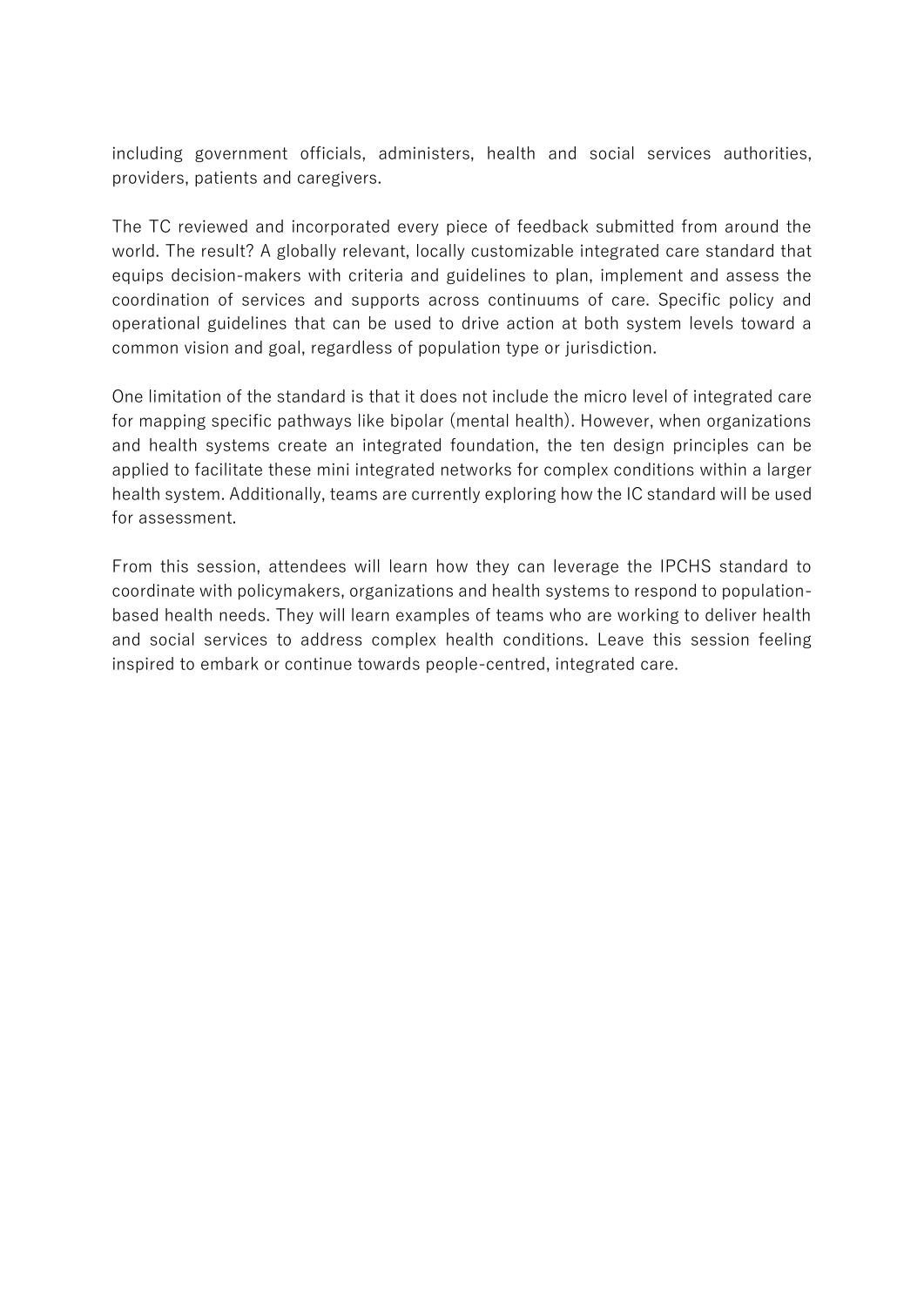including government officials, administers, health and social services authorities, providers, patients and caregivers.

The TC reviewed and incorporated every piece of feedback submitted from around the world. The result? A globally relevant, locally customizable integrated care standard that equips decision-makers with criteria and guidelines to plan, implement and assess the coordination of services and supports across continuums of care. Specific policy and operational guidelines that can be used to drive action at both system levels toward a common vision and goal, regardless of population type or jurisdiction.

One limitation of the standard is that it does not include the micro level of integrated care for mapping specific pathways like bipolar (mental health). However, when organizations and health systems create an integrated foundation, the ten design principles can be applied to facilitate these mini integrated networks for complex conditions within a larger health system. Additionally, teams are currently exploring how the IC standard will be used for assessment.

From this session, attendees will learn how they can leverage the IPCHS standard to coordinate with policymakers, organizations and health systems to respond to population-based health needs. They will learn examples of teams who are working to deliver health and social services to address complex health conditions. Leave this session feeling inspired to embark or continue towards people-centred, integrated care.